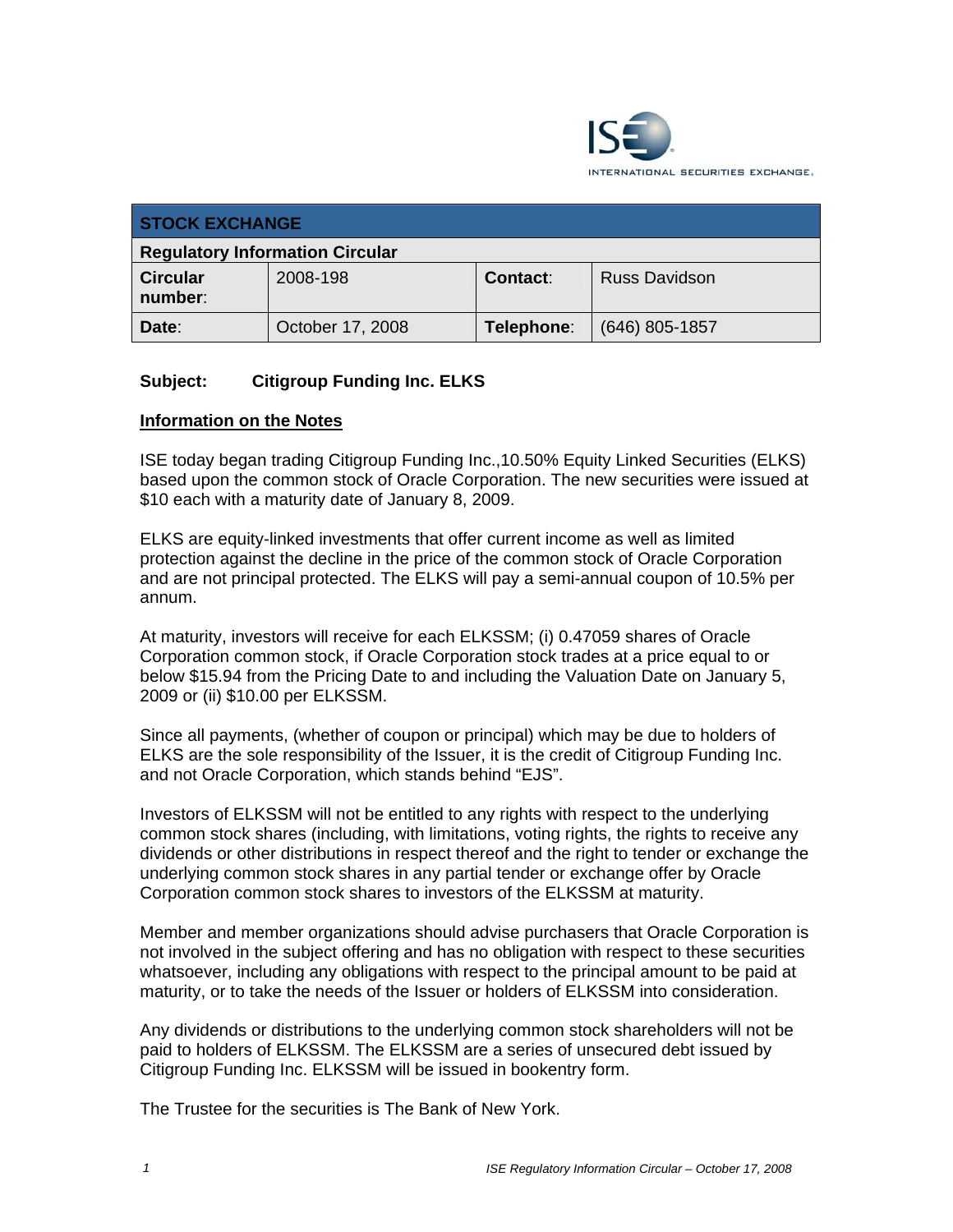ISE INTERNATIONAL SECURITIES EXCHANGE.

| STOCK EXCHANGE | | | |
|---|---|---|---|
| **Regulatory Information Circular** | | | |
| **Circular number**: | 2008-198 | **Contact**: | Russ Davidson |
| **Date**: | October 17, 2008 | **Telephone**: | (646) 805-1857 |

**Subject: Citigroup Funding Inc. ELKS**

## Information on the Notes

ISE today began trading Citigroup Funding Inc.,10.50% Equity Linked Securities (ELKS) based upon the common stock of Oracle Corporation. The new securities were issued at $10 each with a maturity date of January 8, 2009.

ELKS are equity-linked investments that offer current income as well as limited protection against the decline in the price of the common stock of Oracle Corporation and are not principal protected. The ELKS will pay a semi-annual coupon of 10.5% per annum.

At maturity, investors will receive for each ELKSSM; (i) 0.47059 shares of Oracle Corporation common stock, if Oracle Corporation stock trades at a price equal to or below $15.94 from the Pricing Date to and including the Valuation Date on January 5, 2009 or (ii) $10.00 per ELKSSM.

Since all payments, (whether of coupon or principal) which may be due to holders of ELKS are the sole responsibility of the Issuer, it is the credit of Citigroup Funding Inc. and not Oracle Corporation, which stands behind "EJS".

Investors of ELKSSM will not be entitled to any rights with respect to the underlying common stock shares (including, with limitations, voting rights, the rights to receive any dividends or other distributions in respect thereof and the right to tender or exchange the underlying common stock shares in any partial tender or exchange offer by Oracle Corporation common stock shares to investors of the ELKSSM at maturity.

Member and member organizations should advise purchasers that Oracle Corporation is not involved in the subject offering and has no obligation with respect to these securities whatsoever, including any obligations with respect to the principal amount to be paid at maturity, or to take the needs of the Issuer or holders of ELKSSM into consideration.

Any dividends or distributions to the underlying common stock shareholders will not be paid to holders of ELKSSM. The ELKSSM are a series of unsecured debt issued by Citigroup Funding Inc. ELKSSM will be issued in bookentry form.

The Trustee for the securities is The Bank of New York.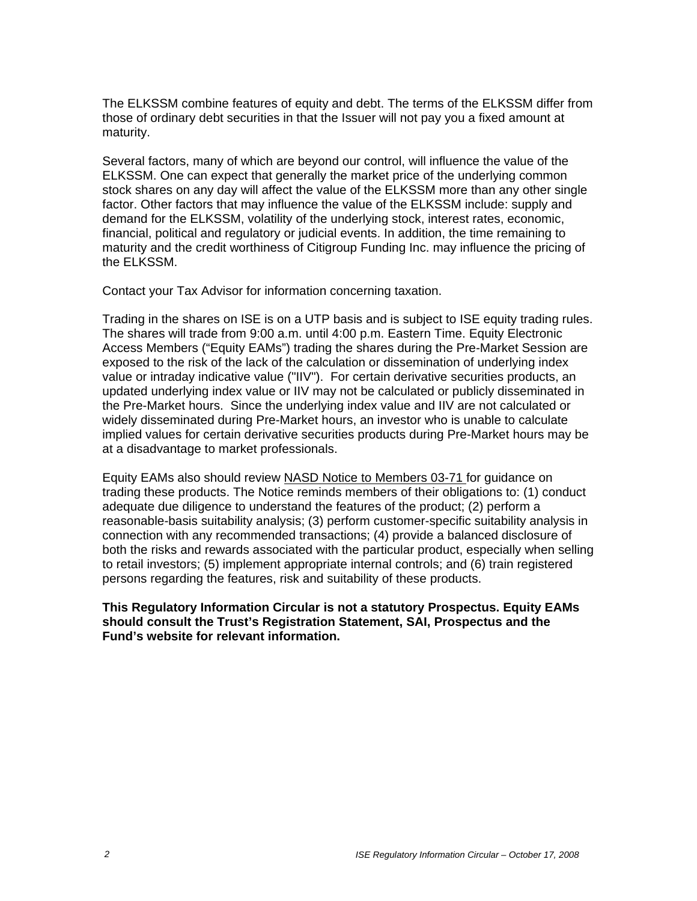The ELKSSM combine features of equity and debt. The terms of the ELKSSM differ from those of ordinary debt securities in that the Issuer will not pay you a fixed amount at maturity.

Several factors, many of which are beyond our control, will influence the value of the ELKSSM. One can expect that generally the market price of the underlying common stock shares on any day will affect the value of the ELKSSM more than any other single factor. Other factors that may influence the value of the ELKSSM include: supply and demand for the ELKSSM, volatility of the underlying stock, interest rates, economic, financial, political and regulatory or judicial events. In addition, the time remaining to maturity and the credit worthiness of Citigroup Funding Inc. may influence the pricing of the ELKSSM.

Contact your Tax Advisor for information concerning taxation.

Trading in the shares on ISE is on a UTP basis and is subject to ISE equity trading rules. The shares will trade from 9:00 a.m. until 4:00 p.m. Eastern Time. Equity Electronic Access Members ("Equity EAMs") trading the shares during the Pre-Market Session are exposed to the risk of the lack of the calculation or dissemination of underlying index value or intraday indicative value ("IIV"). For certain derivative securities products, an updated underlying index value or IIV may not be calculated or publicly disseminated in the Pre-Market hours. Since the underlying index value and IIV are not calculated or widely disseminated during Pre-Market hours, an investor who is unable to calculate implied values for certain derivative securities products during Pre-Market hours may be at a disadvantage to market professionals.

Equity EAMs also should review NASD Notice to Members 03-71 for guidance on trading these products. The Notice reminds members of their obligations to: (1) conduct adequate due diligence to understand the features of the product; (2) perform a reasonable-basis suitability analysis; (3) perform customer-specific suitability analysis in connection with any recommended transactions; (4) provide a balanced disclosure of both the risks and rewards associated with the particular product, especially when selling to retail investors; (5) implement appropriate internal controls; and (6) train registered persons regarding the features, risk and suitability of these products.

**This Regulatory Information Circular is not a statutory Prospectus. Equity EAMs should consult the Trust's Registration Statement, SAI, Prospectus and the Fund's website for relevant information.**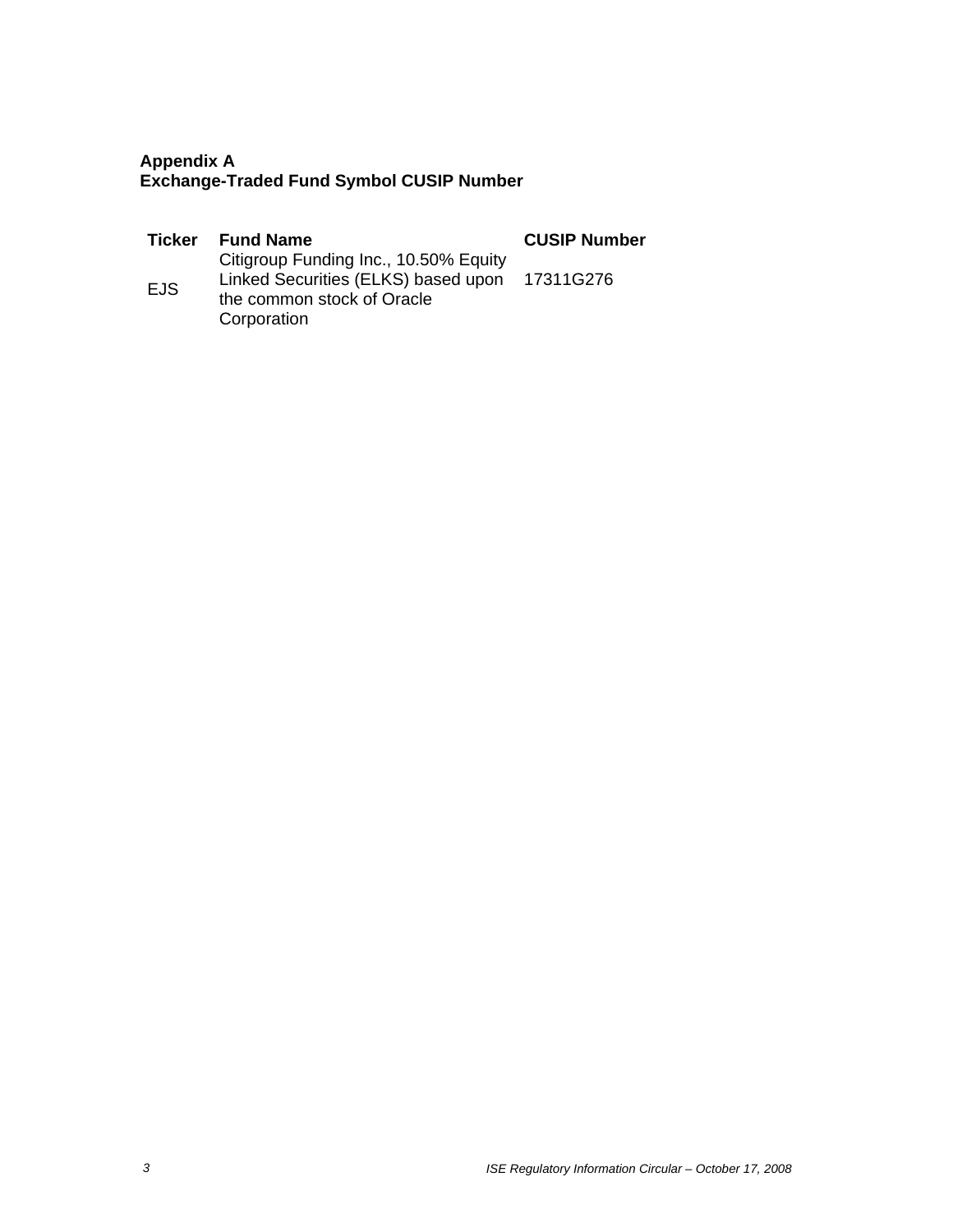**Appendix A**
**Exchange-Traded Fund Symbol CUSIP Number**

| Ticker | Fund Name | CUSIP Number |
|---|---|---|
| EJS | Citigroup Funding Inc., 10.50% Equity Linked Securities (ELKS) based upon the common stock of Oracle Corporation | 17311G276 |